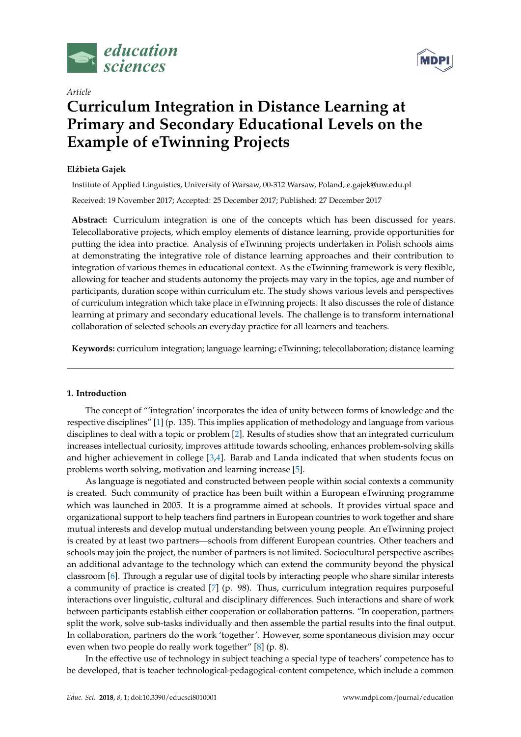*Article*

# Curriculum Integration in Distance Learning at Primary and Secondary Educational Levels on the Example of eTwinning Projects

**Elżbieta Gajek**

Institute of Applied Linguistics, University of Warsaw, 00-312 Warsaw, Poland; e.gajek@uw.edu.pl

Received: 19 November 2017; Accepted: 25 December 2017; Published: 27 December 2017

**Abstract:** Curriculum integration is one of the concepts which has been discussed for years. Telecollaborative projects, which employ elements of distance learning, provide opportunities for putting the idea into practice. Analysis of eTwinning projects undertaken in Polish schools aims at demonstrating the integrative role of distance learning approaches and their contribution to integration of various themes in educational context. As the eTwinning framework is very flexible, allowing for teacher and students autonomy the projects may vary in the topics, age and number of participants, duration scope within curriculum etc. The study shows various levels and perspectives of curriculum integration which take place in eTwinning projects. It also discusses the role of distance learning at primary and secondary educational levels. The challenge is to transform international collaboration of selected schools an everyday practice for all learners and teachers.

**Keywords:** curriculum integration; language learning; eTwinning; telecollaboration; distance learning

## 1. Introduction

The concept of "'integration' incorporates the idea of unity between forms of knowledge and the respective disciplines" [1] (p. 135). This implies application of methodology and language from various disciplines to deal with a topic or problem [2]. Results of studies show that an integrated curriculum increases intellectual curiosity, improves attitude towards schooling, enhances problem-solving skills and higher achievement in college [3,4]. Barab and Landa indicated that when students focus on problems worth solving, motivation and learning increase [5].

As language is negotiated and constructed between people within social contexts a community is created. Such community of practice has been built within a European eTwinning programme which was launched in 2005. It is a programme aimed at schools. It provides virtual space and organizational support to help teachers find partners in European countries to work together and share mutual interests and develop mutual understanding between young people. An eTwinning project is created by at least two partners—schools from different European countries. Other teachers and schools may join the project, the number of partners is not limited. Sociocultural perspective ascribes an additional advantage to the technology which can extend the community beyond the physical classroom [6]. Through a regular use of digital tools by interacting people who share similar interests a community of practice is created [7] (p. 98). Thus, curriculum integration requires purposeful interactions over linguistic, cultural and disciplinary differences. Such interactions and share of work between participants establish either cooperation or collaboration patterns. "In cooperation, partners split the work, solve sub-tasks individually and then assemble the partial results into the final output. In collaboration, partners do the work 'together'. However, some spontaneous division may occur even when two people do really work together" [8] (p. 8).

In the effective use of technology in subject teaching a special type of teachers' competence has to be developed, that is teacher technological-pedagogical-content competence, which include a common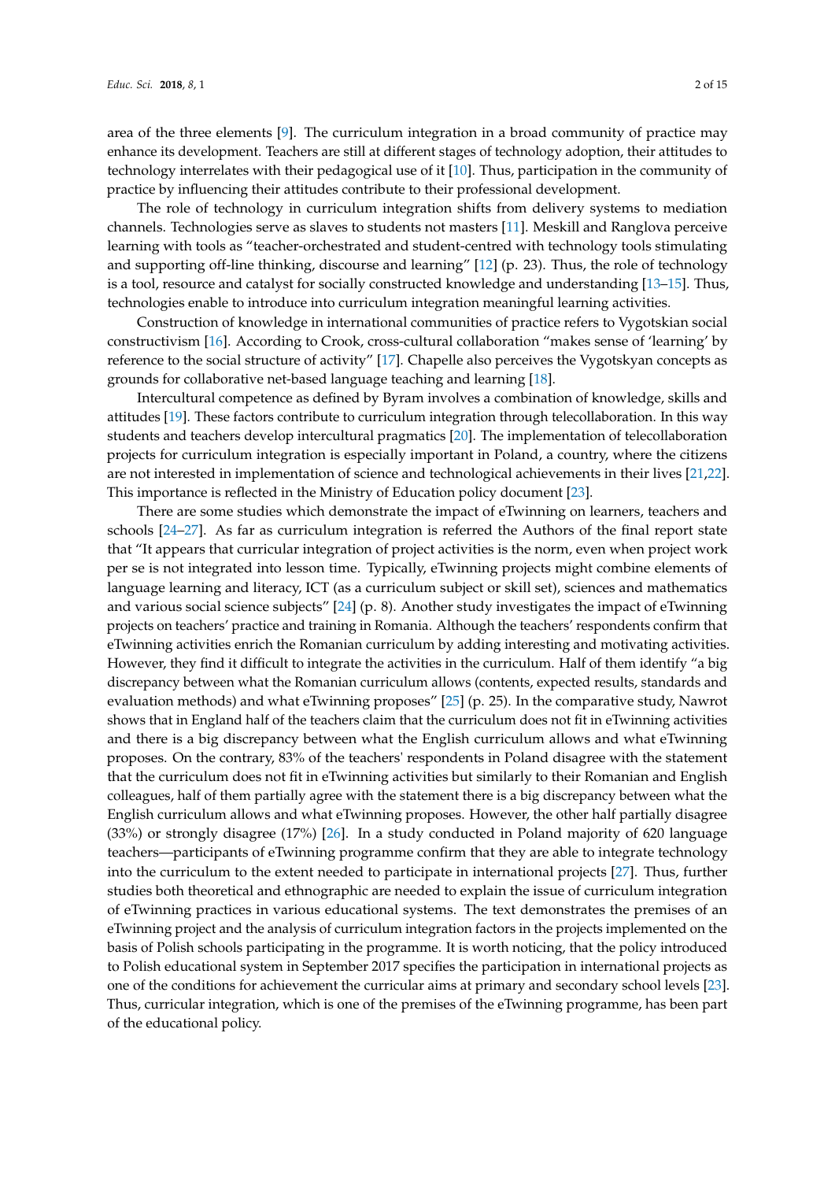area of the three elements [9]. The curriculum integration in a broad community of practice may enhance its development. Teachers are still at different stages of technology adoption, their attitudes to technology interrelates with their pedagogical use of it [10]. Thus, participation in the community of practice by influencing their attitudes contribute to their professional development.

The role of technology in curriculum integration shifts from delivery systems to mediation channels. Technologies serve as slaves to students not masters [11]. Meskill and Ranglova perceive learning with tools as "teacher-orchestrated and student-centred with technology tools stimulating and supporting off-line thinking, discourse and learning" [12] (p. 23). Thus, the role of technology is a tool, resource and catalyst for socially constructed knowledge and understanding [13–15]. Thus, technologies enable to introduce into curriculum integration meaningful learning activities.

Construction of knowledge in international communities of practice refers to Vygotskian social constructivism [16]. According to Crook, cross-cultural collaboration "makes sense of 'learning' by reference to the social structure of activity" [17]. Chapelle also perceives the Vygotskyan concepts as grounds for collaborative net-based language teaching and learning [18].

Intercultural competence as defined by Byram involves a combination of knowledge, skills and attitudes [19]. These factors contribute to curriculum integration through telecollaboration. In this way students and teachers develop intercultural pragmatics [20]. The implementation of telecollaboration projects for curriculum integration is especially important in Poland, a country, where the citizens are not interested in implementation of science and technological achievements in their lives [21,22]. This importance is reflected in the Ministry of Education policy document [23].

There are some studies which demonstrate the impact of eTwinning on learners, teachers and schools [24–27]. As far as curriculum integration is referred the Authors of the final report state that "It appears that curricular integration of project activities is the norm, even when project work per se is not integrated into lesson time. Typically, eTwinning projects might combine elements of language learning and literacy, ICT (as a curriculum subject or skill set), sciences and mathematics and various social science subjects" [24] (p. 8). Another study investigates the impact of eTwinning projects on teachers' practice and training in Romania. Although the teachers' respondents confirm that eTwinning activities enrich the Romanian curriculum by adding interesting and motivating activities. However, they find it difficult to integrate the activities in the curriculum. Half of them identify "a big discrepancy between what the Romanian curriculum allows (contents, expected results, standards and evaluation methods) and what eTwinning proposes" [25] (p. 25). In the comparative study, Nawrot shows that in England half of the teachers claim that the curriculum does not fit in eTwinning activities and there is a big discrepancy between what the English curriculum allows and what eTwinning proposes. On the contrary, 83% of the teachers' respondents in Poland disagree with the statement that the curriculum does not fit in eTwinning activities but similarly to their Romanian and English colleagues, half of them partially agree with the statement there is a big discrepancy between what the English curriculum allows and what eTwinning proposes. However, the other half partially disagree (33%) or strongly disagree (17%) [26]. In a study conducted in Poland majority of 620 language teachers—participants of eTwinning programme confirm that they are able to integrate technology into the curriculum to the extent needed to participate in international projects [27]. Thus, further studies both theoretical and ethnographic are needed to explain the issue of curriculum integration of eTwinning practices in various educational systems. The text demonstrates the premises of an eTwinning project and the analysis of curriculum integration factors in the projects implemented on the basis of Polish schools participating in the programme. It is worth noticing, that the policy introduced to Polish educational system in September 2017 specifies the participation in international projects as one of the conditions for achievement the curricular aims at primary and secondary school levels [23]. Thus, curricular integration, which is one of the premises of the eTwinning programme, has been part of the educational policy.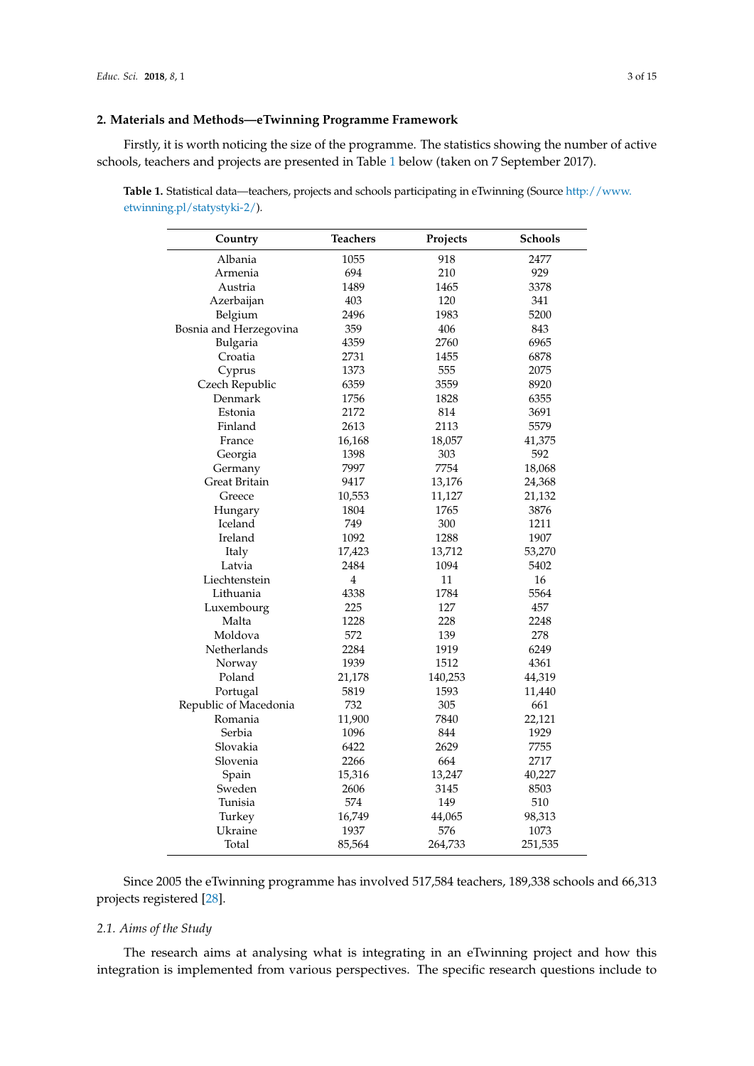## 2. Materials and Methods—eTwinning Programme Framework

Firstly, it is worth noticing the size of the programme. The statistics showing the number of active schools, teachers and projects are presented in Table 1 below (taken on 7 September 2017).

**Table 1.** Statistical data—teachers, projects and schools participating in eTwinning (Source http://www.etwinning.pl/statystyki-2/).

| Country | Teachers | Projects | Schools |
|---|---|---|---|
| Albania | 1055 | 918 | 2477 |
| Armenia | 694 | 210 | 929 |
| Austria | 1489 | 1465 | 3378 |
| Azerbaijan | 403 | 120 | 341 |
| Belgium | 2496 | 1983 | 5200 |
| Bosnia and Herzegovina | 359 | 406 | 843 |
| Bulgaria | 4359 | 2760 | 6965 |
| Croatia | 2731 | 1455 | 6878 |
| Cyprus | 1373 | 555 | 2075 |
| Czech Republic | 6359 | 3559 | 8920 |
| Denmark | 1756 | 1828 | 6355 |
| Estonia | 2172 | 814 | 3691 |
| Finland | 2613 | 2113 | 5579 |
| France | 16,168 | 18,057 | 41,375 |
| Georgia | 1398 | 303 | 592 |
| Germany | 7997 | 7754 | 18,068 |
| Great Britain | 9417 | 13,176 | 24,368 |
| Greece | 10,553 | 11,127 | 21,132 |
| Hungary | 1804 | 1765 | 3876 |
| Iceland | 749 | 300 | 1211 |
| Ireland | 1092 | 1288 | 1907 |
| Italy | 17,423 | 13,712 | 53,270 |
| Latvia | 2484 | 1094 | 5402 |
| Liechtenstein | 4 | 11 | 16 |
| Lithuania | 4338 | 1784 | 5564 |
| Luxembourg | 225 | 127 | 457 |
| Malta | 1228 | 228 | 2248 |
| Moldova | 572 | 139 | 278 |
| Netherlands | 2284 | 1919 | 6249 |
| Norway | 1939 | 1512 | 4361 |
| Poland | 21,178 | 140,253 | 44,319 |
| Portugal | 5819 | 1593 | 11,440 |
| Republic of Macedonia | 732 | 305 | 661 |
| Romania | 11,900 | 7840 | 22,121 |
| Serbia | 1096 | 844 | 1929 |
| Slovakia | 6422 | 2629 | 7755 |
| Slovenia | 2266 | 664 | 2717 |
| Spain | 15,316 | 13,247 | 40,227 |
| Sweden | 2606 | 3145 | 8503 |
| Tunisia | 574 | 149 | 510 |
| Turkey | 16,749 | 44,065 | 98,313 |
| Ukraine | 1937 | 576 | 1073 |
| Total | 85,564 | 264,733 | 251,535 |

Since 2005 the eTwinning programme has involved 517,584 teachers, 189,338 schools and 66,313 projects registered [28].

### *2.1. Aims of the Study*

The research aims at analysing what is integrating in an eTwinning project and how this integration is implemented from various perspectives. The specific research questions include to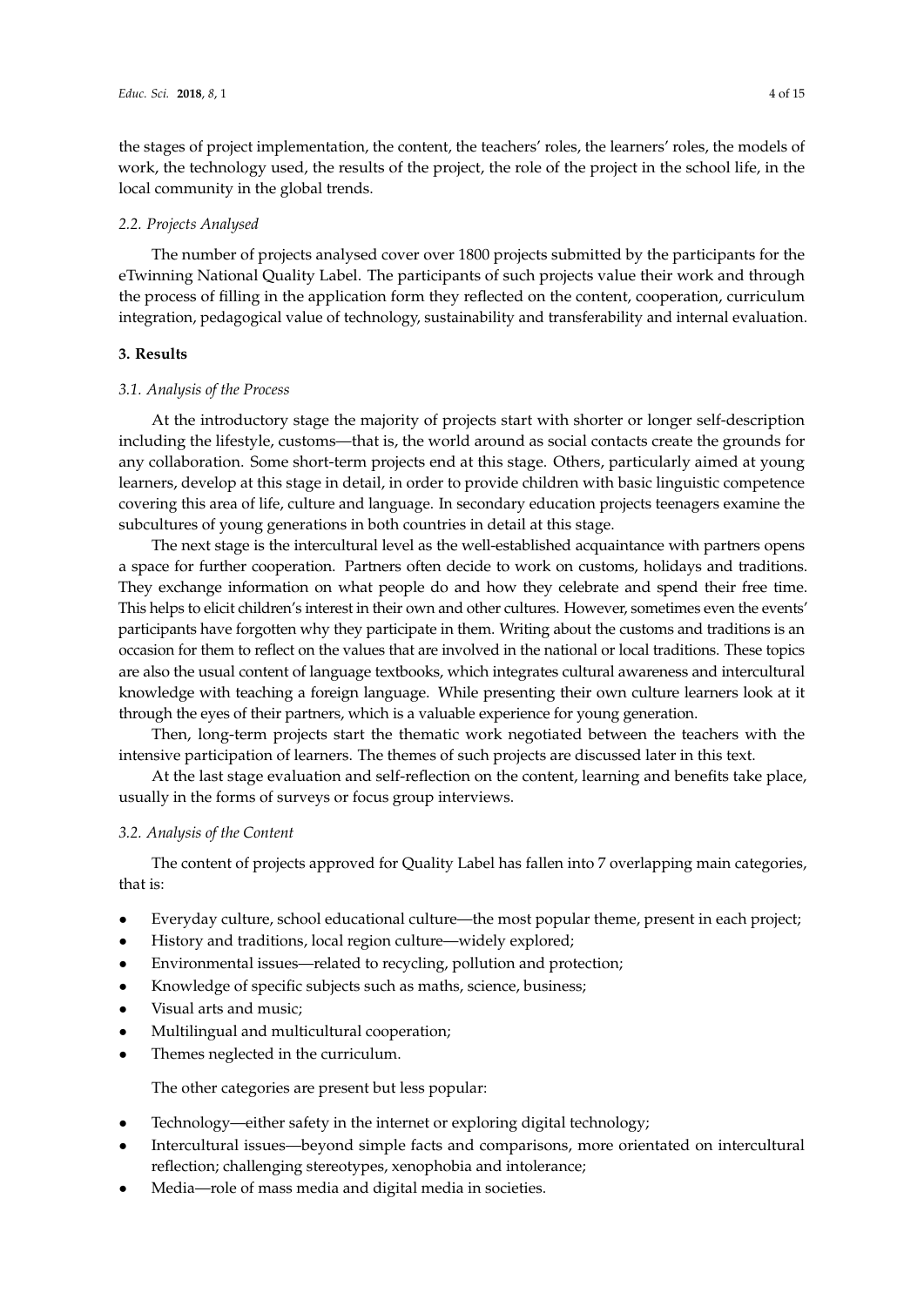the stages of project implementation, the content, the teachers' roles, the learners' roles, the models of work, the technology used, the results of the project, the role of the project in the school life, in the local community in the global trends.

### *2.2. Projects Analysed*

The number of projects analysed cover over 1800 projects submitted by the participants for the eTwinning National Quality Label. The participants of such projects value their work and through the process of filling in the application form they reflected on the content, cooperation, curriculum integration, pedagogical value of technology, sustainability and transferability and internal evaluation.

## **3. Results**

### *3.1. Analysis of the Process*

At the introductory stage the majority of projects start with shorter or longer self-description including the lifestyle, customs—that is, the world around as social contacts create the grounds for any collaboration. Some short-term projects end at this stage. Others, particularly aimed at young learners, develop at this stage in detail, in order to provide children with basic linguistic competence covering this area of life, culture and language. In secondary education projects teenagers examine the subcultures of young generations in both countries in detail at this stage.

The next stage is the intercultural level as the well-established acquaintance with partners opens a space for further cooperation. Partners often decide to work on customs, holidays and traditions. They exchange information on what people do and how they celebrate and spend their free time. This helps to elicit children's interest in their own and other cultures. However, sometimes even the events' participants have forgotten why they participate in them. Writing about the customs and traditions is an occasion for them to reflect on the values that are involved in the national or local traditions. These topics are also the usual content of language textbooks, which integrates cultural awareness and intercultural knowledge with teaching a foreign language. While presenting their own culture learners look at it through the eyes of their partners, which is a valuable experience for young generation.

Then, long-term projects start the thematic work negotiated between the teachers with the intensive participation of learners. The themes of such projects are discussed later in this text.

At the last stage evaluation and self-reflection on the content, learning and benefits take place, usually in the forms of surveys or focus group interviews.

### *3.2. Analysis of the Content*

The content of projects approved for Quality Label has fallen into 7 overlapping main categories, that is:

- Everyday culture, school educational culture—the most popular theme, present in each project;
- History and traditions, local region culture—widely explored;
- Environmental issues—related to recycling, pollution and protection;
- Knowledge of specific subjects such as maths, science, business;
- Visual arts and music;
- Multilingual and multicultural cooperation;
- Themes neglected in the curriculum.

The other categories are present but less popular:

- Technology—either safety in the internet or exploring digital technology;
- Intercultural issues—beyond simple facts and comparisons, more orientated on intercultural reflection; challenging stereotypes, xenophobia and intolerance;
- Media—role of mass media and digital media in societies.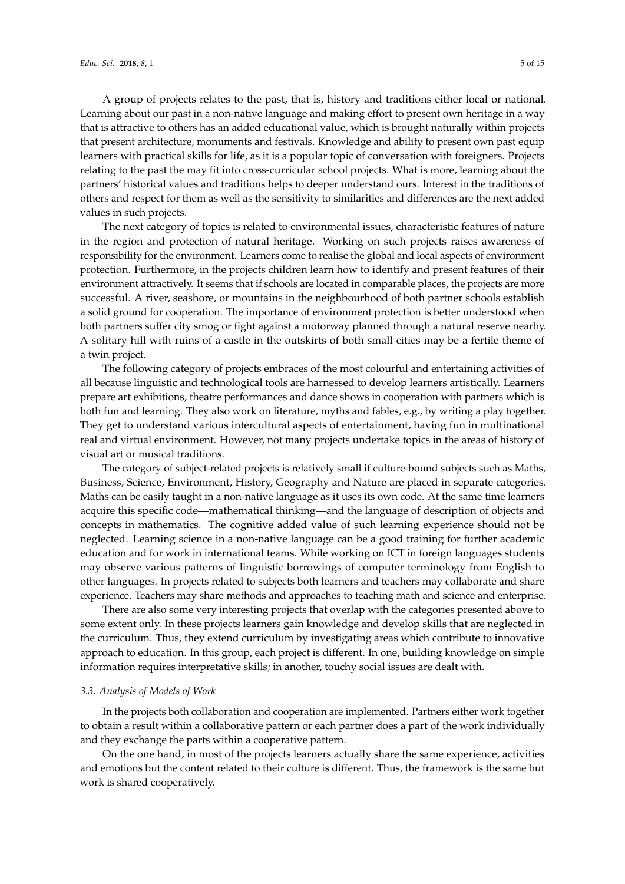A group of projects relates to the past, that is, history and traditions either local or national. Learning about our past in a non-native language and making effort to present own heritage in a way that is attractive to others has an added educational value, which is brought naturally within projects that present architecture, monuments and festivals. Knowledge and ability to present own past equip learners with practical skills for life, as it is a popular topic of conversation with foreigners. Projects relating to the past the may fit into cross-curricular school projects. What is more, learning about the partners' historical values and traditions helps to deeper understand ours. Interest in the traditions of others and respect for them as well as the sensitivity to similarities and differences are the next added values in such projects.

The next category of topics is related to environmental issues, characteristic features of nature in the region and protection of natural heritage. Working on such projects raises awareness of responsibility for the environment. Learners come to realise the global and local aspects of environment protection. Furthermore, in the projects children learn how to identify and present features of their environment attractively. It seems that if schools are located in comparable places, the projects are more successful. A river, seashore, or mountains in the neighbourhood of both partner schools establish a solid ground for cooperation. The importance of environment protection is better understood when both partners suffer city smog or fight against a motorway planned through a natural reserve nearby. A solitary hill with ruins of a castle in the outskirts of both small cities may be a fertile theme of a twin project.

The following category of projects embraces of the most colourful and entertaining activities of all because linguistic and technological tools are harnessed to develop learners artistically. Learners prepare art exhibitions, theatre performances and dance shows in cooperation with partners which is both fun and learning. They also work on literature, myths and fables, e.g., by writing a play together. They get to understand various intercultural aspects of entertainment, having fun in multinational real and virtual environment. However, not many projects undertake topics in the areas of history of visual art or musical traditions.

The category of subject-related projects is relatively small if culture-bound subjects such as Maths, Business, Science, Environment, History, Geography and Nature are placed in separate categories. Maths can be easily taught in a non-native language as it uses its own code. At the same time learners acquire this specific code—mathematical thinking—and the language of description of objects and concepts in mathematics. The cognitive added value of such learning experience should not be neglected. Learning science in a non-native language can be a good training for further academic education and for work in international teams. While working on ICT in foreign languages students may observe various patterns of linguistic borrowings of computer terminology from English to other languages. In projects related to subjects both learners and teachers may collaborate and share experience. Teachers may share methods and approaches to teaching math and science and enterprise.

There are also some very interesting projects that overlap with the categories presented above to some extent only. In these projects learners gain knowledge and develop skills that are neglected in the curriculum. Thus, they extend curriculum by investigating areas which contribute to innovative approach to education. In this group, each project is different. In one, building knowledge on simple information requires interpretative skills; in another, touchy social issues are dealt with.

### *3.3. Analysis of Models of Work*

In the projects both collaboration and cooperation are implemented. Partners either work together to obtain a result within a collaborative pattern or each partner does a part of the work individually and they exchange the parts within a cooperative pattern.

On the one hand, in most of the projects learners actually share the same experience, activities and emotions but the content related to their culture is different. Thus, the framework is the same but work is shared cooperatively.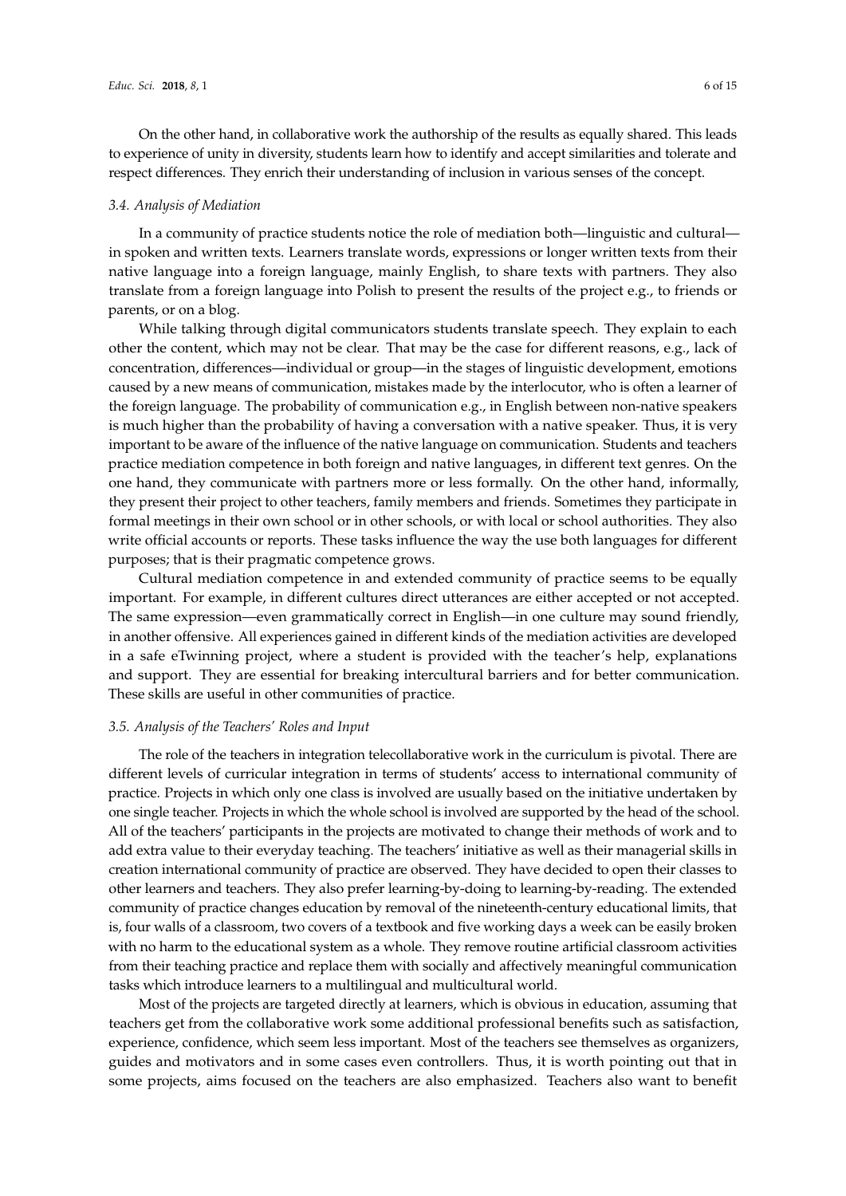On the other hand, in collaborative work the authorship of the results as equally shared. This leads to experience of unity in diversity, students learn how to identify and accept similarities and tolerate and respect differences. They enrich their understanding of inclusion in various senses of the concept.

### *3.4. Analysis of Mediation*

In a community of practice students notice the role of mediation both—linguistic and cultural—in spoken and written texts. Learners translate words, expressions or longer written texts from their native language into a foreign language, mainly English, to share texts with partners. They also translate from a foreign language into Polish to present the results of the project e.g., to friends or parents, or on a blog.

While talking through digital communicators students translate speech. They explain to each other the content, which may not be clear. That may be the case for different reasons, e.g., lack of concentration, differences—individual or group—in the stages of linguistic development, emotions caused by a new means of communication, mistakes made by the interlocutor, who is often a learner of the foreign language. The probability of communication e.g., in English between non-native speakers is much higher than the probability of having a conversation with a native speaker. Thus, it is very important to be aware of the influence of the native language on communication. Students and teachers practice mediation competence in both foreign and native languages, in different text genres. On the one hand, they communicate with partners more or less formally. On the other hand, informally, they present their project to other teachers, family members and friends. Sometimes they participate in formal meetings in their own school or in other schools, or with local or school authorities. They also write official accounts or reports. These tasks influence the way the use both languages for different purposes; that is their pragmatic competence grows.

Cultural mediation competence in and extended community of practice seems to be equally important. For example, in different cultures direct utterances are either accepted or not accepted. The same expression—even grammatically correct in English—in one culture may sound friendly, in another offensive. All experiences gained in different kinds of the mediation activities are developed in a safe eTwinning project, where a student is provided with the teacher's help, explanations and support. They are essential for breaking intercultural barriers and for better communication. These skills are useful in other communities of practice.

### *3.5. Analysis of the Teachers' Roles and Input*

The role of the teachers in integration telecollaborative work in the curriculum is pivotal. There are different levels of curricular integration in terms of students' access to international community of practice. Projects in which only one class is involved are usually based on the initiative undertaken by one single teacher. Projects in which the whole school is involved are supported by the head of the school. All of the teachers' participants in the projects are motivated to change their methods of work and to add extra value to their everyday teaching. The teachers' initiative as well as their managerial skills in creation international community of practice are observed. They have decided to open their classes to other learners and teachers. They also prefer learning-by-doing to learning-by-reading. The extended community of practice changes education by removal of the nineteenth-century educational limits, that is, four walls of a classroom, two covers of a textbook and five working days a week can be easily broken with no harm to the educational system as a whole. They remove routine artificial classroom activities from their teaching practice and replace them with socially and affectively meaningful communication tasks which introduce learners to a multilingual and multicultural world.

Most of the projects are targeted directly at learners, which is obvious in education, assuming that teachers get from the collaborative work some additional professional benefits such as satisfaction, experience, confidence, which seem less important. Most of the teachers see themselves as organizers, guides and motivators and in some cases even controllers. Thus, it is worth pointing out that in some projects, aims focused on the teachers are also emphasized. Teachers also want to benefit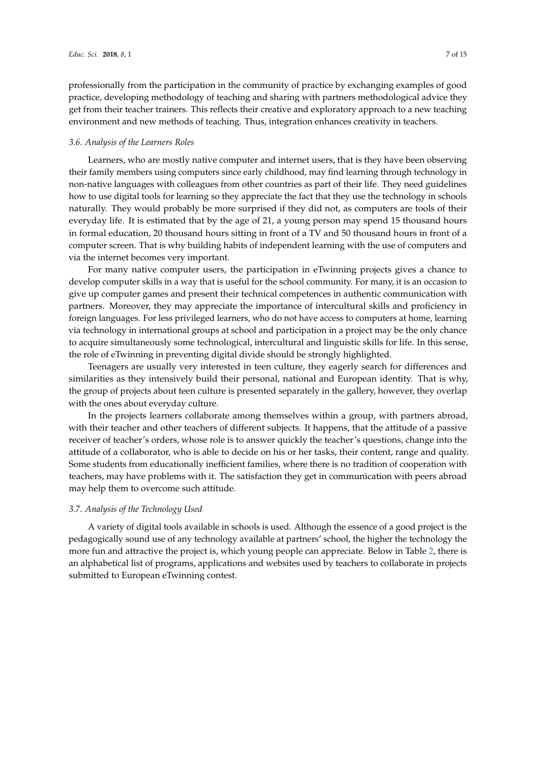professionally from the participation in the community of practice by exchanging examples of good practice, developing methodology of teaching and sharing with partners methodological advice they get from their teacher trainers. This reflects their creative and exploratory approach to a new teaching environment and new methods of teaching. Thus, integration enhances creativity in teachers.

### *3.6. Analysis of the Learners Roles*

Learners, who are mostly native computer and internet users, that is they have been observing their family members using computers since early childhood, may find learning through technology in non-native languages with colleagues from other countries as part of their life. They need guidelines how to use digital tools for learning so they appreciate the fact that they use the technology in schools naturally. They would probably be more surprised if they did not, as computers are tools of their everyday life. It is estimated that by the age of 21, a young person may spend 15 thousand hours in formal education, 20 thousand hours sitting in front of a TV and 50 thousand hours in front of a computer screen. That is why building habits of independent learning with the use of computers and via the internet becomes very important.

For many native computer users, the participation in eTwinning projects gives a chance to develop computer skills in a way that is useful for the school community. For many, it is an occasion to give up computer games and present their technical competences in authentic communication with partners. Moreover, they may appreciate the importance of intercultural skills and proficiency in foreign languages. For less privileged learners, who do not have access to computers at home, learning via technology in international groups at school and participation in a project may be the only chance to acquire simultaneously some technological, intercultural and linguistic skills for life. In this sense, the role of eTwinning in preventing digital divide should be strongly highlighted.

Teenagers are usually very interested in teen culture, they eagerly search for differences and similarities as they intensively build their personal, national and European identity. That is why, the group of projects about teen culture is presented separately in the gallery, however, they overlap with the ones about everyday culture.

In the projects learners collaborate among themselves within a group, with partners abroad, with their teacher and other teachers of different subjects. It happens, that the attitude of a passive receiver of teacher's orders, whose role is to answer quickly the teacher's questions, change into the attitude of a collaborator, who is able to decide on his or her tasks, their content, range and quality. Some students from educationally inefficient families, where there is no tradition of cooperation with teachers, may have problems with it. The satisfaction they get in communication with peers abroad may help them to overcome such attitude.

### *3.7. Analysis of the Technology Used*

A variety of digital tools available in schools is used. Although the essence of a good project is the pedagogically sound use of any technology available at partners' school, the higher the technology the more fun and attractive the project is, which young people can appreciate. Below in Table 2, there is an alphabetical list of programs, applications and websites used by teachers to collaborate in projects submitted to European eTwinning contest.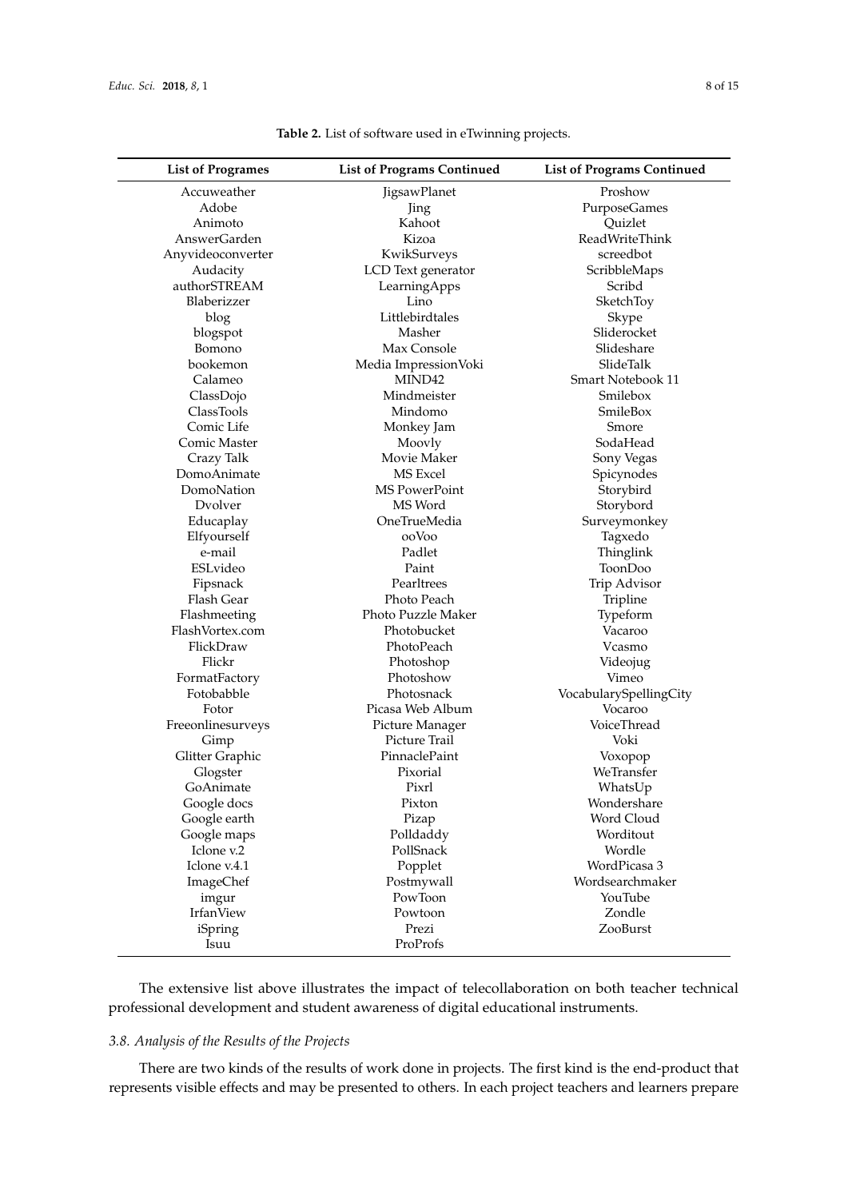**Table 2.** List of software used in eTwinning projects.

| List of Programes | List of Programs Continued | List of Programs Continued |
|---|---|---|
| Accuweather | JigsawPlanet | Proshow |
| Adobe | Jing | PurposeGames |
| Animoto | Kahoot | Quizlet |
| AnswerGarden | Kizoa | ReadWriteThink |
| Anyvideoconverter | KwikSurveys | screedbot |
| Audacity | LCD Text generator | ScribbleMaps |
| authorSTREAM | LearningApps | Scribd |
| Blaberizzer | Lino | SketchToy |
| blog | Littlebirdtales | Skype |
| blogspot | Masher | Sliderocket |
| Bomono | Max Console | Slideshare |
| bookemon | Media ImpressionVoki | SlideTalk |
| Calameo | MIND42 | Smart Notebook 11 |
| ClassDojo | Mindmeister | Smilebox |
| ClassTools | Mindomo | SmileBox |
| Comic Life | Monkey Jam | Smore |
| Comic Master | Moovly | SodaHead |
| Crazy Talk | Movie Maker | Sony Vegas |
| DomoAnimate | MS Excel | Spicynodes |
| DomoNation | MS PowerPoint | Storybird |
| Dvolver | MS Word | Storybord |
| Educaplay | OneTrueMedia | Surveymonkey |
| Elfyourself | ooVoo | Tagxedo |
| e-mail | Padlet | Thinglink |
| ESLvideo | Paint | ToonDoo |
| Fipsnack | Pearltrees | Trip Advisor |
| Flash Gear | Photo Peach | Tripline |
| Flashmeeting | Photo Puzzle Maker | Typeform |
| FlashVortex.com | Photobucket | Vacaroo |
| FlickDraw | PhotoPeach | Vcasmo |
| Flickr | Photoshop | Videojug |
| FormatFactory | Photoshow | Vimeo |
| Fotobabble | Photosnack | VocabularySpellingCity |
| Fotor | Picasa Web Album | Vocaroo |
| Freeonlinesurveys | Picture Manager | VoiceThread |
| Gimp | Picture Trail | Voki |
| Glitter Graphic | PinnaclePaint | Voxopop |
| Glogster | Pixorial | WeTransfer |
| GoAnimate | Pixrl | WhatsUp |
| Google docs | Pixton | Wondershare |
| Google earth | Pizap | Word Cloud |
| Google maps | Polldaddy | Worditout |
| Iclone v.2 | PollSnack | Wordle |
| Iclone v.4.1 | Popplet | WordPicasa 3 |
| ImageChef | Postmywall | Wordsearchmaker |
| imgur | PowToon | YouTube |
| IrfanView | Powtoon | Zondle |
| iSpring | Prezi | ZooBurst |
| Isuu | ProProfs | |

The extensive list above illustrates the impact of telecollaboration on both teacher technical professional development and student awareness of digital educational instruments.

### 3.8. Analysis of the Results of the Projects

There are two kinds of the results of work done in projects. The first kind is the end-product that represents visible effects and may be presented to others. In each project teachers and learners prepare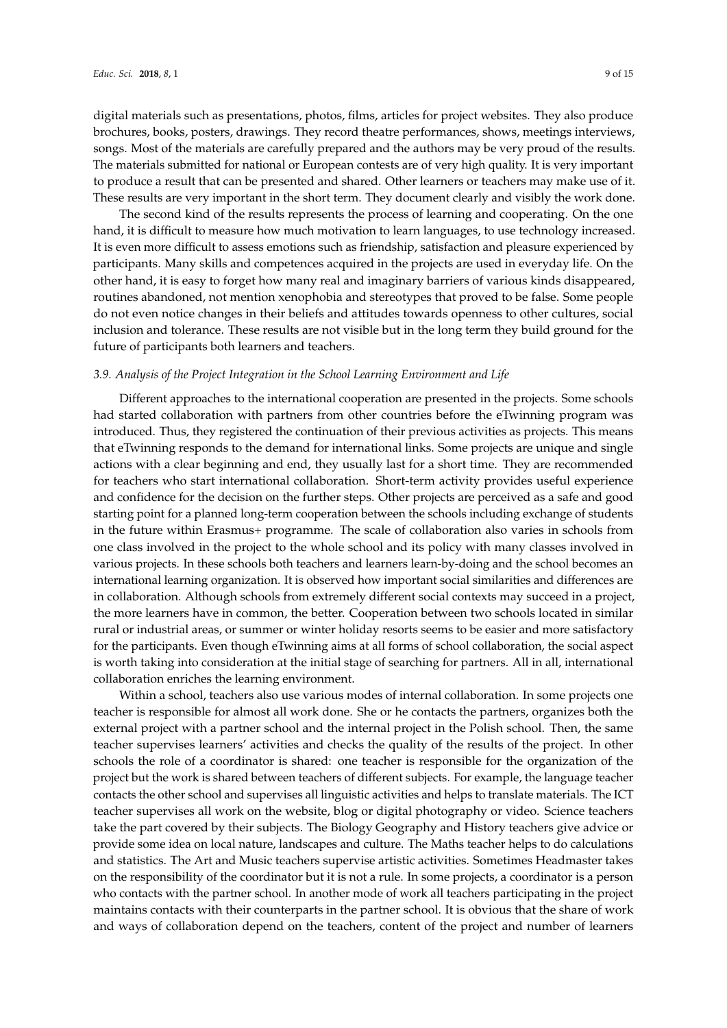digital materials such as presentations, photos, films, articles for project websites. They also produce brochures, books, posters, drawings. They record theatre performances, shows, meetings interviews, songs. Most of the materials are carefully prepared and the authors may be very proud of the results. The materials submitted for national or European contests are of very high quality. It is very important to produce a result that can be presented and shared. Other learners or teachers may make use of it. These results are very important in the short term. They document clearly and visibly the work done.

The second kind of the results represents the process of learning and cooperating. On the one hand, it is difficult to measure how much motivation to learn languages, to use technology increased. It is even more difficult to assess emotions such as friendship, satisfaction and pleasure experienced by participants. Many skills and competences acquired in the projects are used in everyday life. On the other hand, it is easy to forget how many real and imaginary barriers of various kinds disappeared, routines abandoned, not mention xenophobia and stereotypes that proved to be false. Some people do not even notice changes in their beliefs and attitudes towards openness to other cultures, social inclusion and tolerance. These results are not visible but in the long term they build ground for the future of participants both learners and teachers.

### *3.9. Analysis of the Project Integration in the School Learning Environment and Life*

Different approaches to the international cooperation are presented in the projects. Some schools had started collaboration with partners from other countries before the eTwinning program was introduced. Thus, they registered the continuation of their previous activities as projects. This means that eTwinning responds to the demand for international links. Some projects are unique and single actions with a clear beginning and end, they usually last for a short time. They are recommended for teachers who start international collaboration. Short-term activity provides useful experience and confidence for the decision on the further steps. Other projects are perceived as a safe and good starting point for a planned long-term cooperation between the schools including exchange of students in the future within Erasmus+ programme. The scale of collaboration also varies in schools from one class involved in the project to the whole school and its policy with many classes involved in various projects. In these schools both teachers and learners learn-by-doing and the school becomes an international learning organization. It is observed how important social similarities and differences are in collaboration. Although schools from extremely different social contexts may succeed in a project, the more learners have in common, the better. Cooperation between two schools located in similar rural or industrial areas, or summer or winter holiday resorts seems to be easier and more satisfactory for the participants. Even though eTwinning aims at all forms of school collaboration, the social aspect is worth taking into consideration at the initial stage of searching for partners. All in all, international collaboration enriches the learning environment.

Within a school, teachers also use various modes of internal collaboration. In some projects one teacher is responsible for almost all work done. She or he contacts the partners, organizes both the external project with a partner school and the internal project in the Polish school. Then, the same teacher supervises learners' activities and checks the quality of the results of the project. In other schools the role of a coordinator is shared: one teacher is responsible for the organization of the project but the work is shared between teachers of different subjects. For example, the language teacher contacts the other school and supervises all linguistic activities and helps to translate materials. The ICT teacher supervises all work on the website, blog or digital photography or video. Science teachers take the part covered by their subjects. The Biology Geography and History teachers give advice or provide some idea on local nature, landscapes and culture. The Maths teacher helps to do calculations and statistics. The Art and Music teachers supervise artistic activities. Sometimes Headmaster takes on the responsibility of the coordinator but it is not a rule. In some projects, a coordinator is a person who contacts with the partner school. In another mode of work all teachers participating in the project maintains contacts with their counterparts in the partner school. It is obvious that the share of work and ways of collaboration depend on the teachers, content of the project and number of learners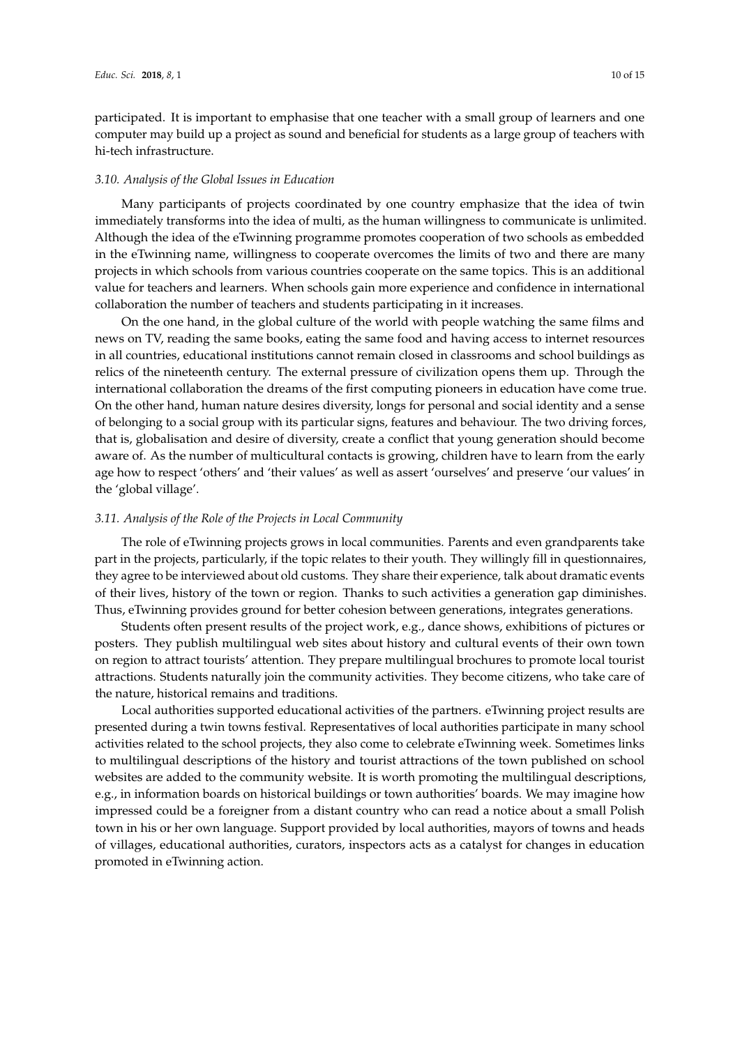participated. It is important to emphasise that one teacher with a small group of learners and one computer may build up a project as sound and beneficial for students as a large group of teachers with hi-tech infrastructure.

### *3.10. Analysis of the Global Issues in Education*

Many participants of projects coordinated by one country emphasize that the idea of twin immediately transforms into the idea of multi, as the human willingness to communicate is unlimited. Although the idea of the eTwinning programme promotes cooperation of two schools as embedded in the eTwinning name, willingness to cooperate overcomes the limits of two and there are many projects in which schools from various countries cooperate on the same topics. This is an additional value for teachers and learners. When schools gain more experience and confidence in international collaboration the number of teachers and students participating in it increases.

On the one hand, in the global culture of the world with people watching the same films and news on TV, reading the same books, eating the same food and having access to internet resources in all countries, educational institutions cannot remain closed in classrooms and school buildings as relics of the nineteenth century. The external pressure of civilization opens them up. Through the international collaboration the dreams of the first computing pioneers in education have come true. On the other hand, human nature desires diversity, longs for personal and social identity and a sense of belonging to a social group with its particular signs, features and behaviour. The two driving forces, that is, globalisation and desire of diversity, create a conflict that young generation should become aware of. As the number of multicultural contacts is growing, children have to learn from the early age how to respect 'others' and 'their values' as well as assert 'ourselves' and preserve 'our values' in the 'global village'.

### *3.11. Analysis of the Role of the Projects in Local Community*

The role of eTwinning projects grows in local communities. Parents and even grandparents take part in the projects, particularly, if the topic relates to their youth. They willingly fill in questionnaires, they agree to be interviewed about old customs. They share their experience, talk about dramatic events of their lives, history of the town or region. Thanks to such activities a generation gap diminishes. Thus, eTwinning provides ground for better cohesion between generations, integrates generations.

Students often present results of the project work, e.g., dance shows, exhibitions of pictures or posters. They publish multilingual web sites about history and cultural events of their own town on region to attract tourists' attention. They prepare multilingual brochures to promote local tourist attractions. Students naturally join the community activities. They become citizens, who take care of the nature, historical remains and traditions.

Local authorities supported educational activities of the partners. eTwinning project results are presented during a twin towns festival. Representatives of local authorities participate in many school activities related to the school projects, they also come to celebrate eTwinning week. Sometimes links to multilingual descriptions of the history and tourist attractions of the town published on school websites are added to the community website. It is worth promoting the multilingual descriptions, e.g., in information boards on historical buildings or town authorities' boards. We may imagine how impressed could be a foreigner from a distant country who can read a notice about a small Polish town in his or her own language. Support provided by local authorities, mayors of towns and heads of villages, educational authorities, curators, inspectors acts as a catalyst for changes in education promoted in eTwinning action.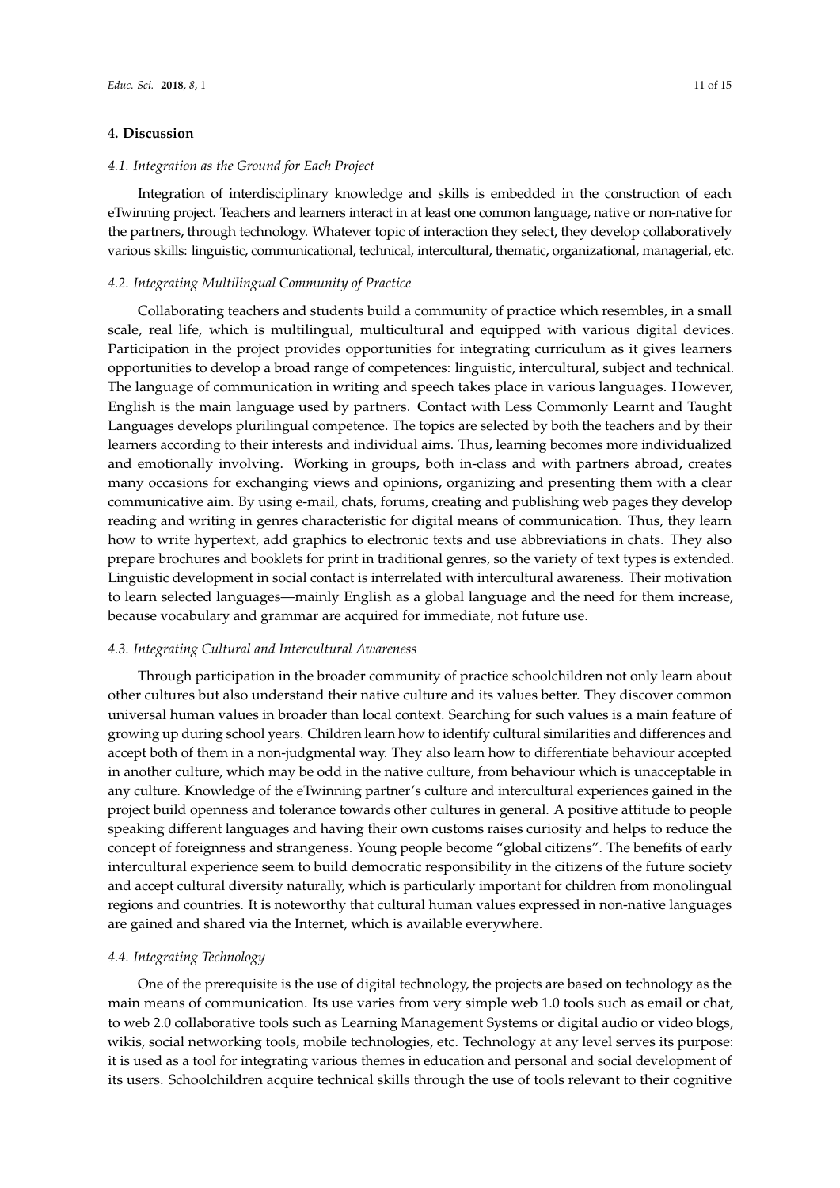## 4. Discussion

### *4.1. Integration as the Ground for Each Project*

Integration of interdisciplinary knowledge and skills is embedded in the construction of each eTwinning project. Teachers and learners interact in at least one common language, native or non-native for the partners, through technology. Whatever topic of interaction they select, they develop collaboratively various skills: linguistic, communicational, technical, intercultural, thematic, organizational, managerial, etc.

### *4.2. Integrating Multilingual Community of Practice*

Collaborating teachers and students build a community of practice which resembles, in a small scale, real life, which is multilingual, multicultural and equipped with various digital devices. Participation in the project provides opportunities for integrating curriculum as it gives learners opportunities to develop a broad range of competences: linguistic, intercultural, subject and technical. The language of communication in writing and speech takes place in various languages. However, English is the main language used by partners. Contact with Less Commonly Learnt and Taught Languages develops plurilingual competence. The topics are selected by both the teachers and by their learners according to their interests and individual aims. Thus, learning becomes more individualized and emotionally involving. Working in groups, both in-class and with partners abroad, creates many occasions for exchanging views and opinions, organizing and presenting them with a clear communicative aim. By using e-mail, chats, forums, creating and publishing web pages they develop reading and writing in genres characteristic for digital means of communication. Thus, they learn how to write hypertext, add graphics to electronic texts and use abbreviations in chats. They also prepare brochures and booklets for print in traditional genres, so the variety of text types is extended. Linguistic development in social contact is interrelated with intercultural awareness. Their motivation to learn selected languages—mainly English as a global language and the need for them increase, because vocabulary and grammar are acquired for immediate, not future use.

### *4.3. Integrating Cultural and Intercultural Awareness*

Through participation in the broader community of practice schoolchildren not only learn about other cultures but also understand their native culture and its values better. They discover common universal human values in broader than local context. Searching for such values is a main feature of growing up during school years. Children learn how to identify cultural similarities and differences and accept both of them in a non-judgmental way. They also learn how to differentiate behaviour accepted in another culture, which may be odd in the native culture, from behaviour which is unacceptable in any culture. Knowledge of the eTwinning partner's culture and intercultural experiences gained in the project build openness and tolerance towards other cultures in general. A positive attitude to people speaking different languages and having their own customs raises curiosity and helps to reduce the concept of foreignness and strangeness. Young people become "global citizens". The benefits of early intercultural experience seem to build democratic responsibility in the citizens of the future society and accept cultural diversity naturally, which is particularly important for children from monolingual regions and countries. It is noteworthy that cultural human values expressed in non-native languages are gained and shared via the Internet, which is available everywhere.

### *4.4. Integrating Technology*

One of the prerequisite is the use of digital technology, the projects are based on technology as the main means of communication. Its use varies from very simple web 1.0 tools such as email or chat, to web 2.0 collaborative tools such as Learning Management Systems or digital audio or video blogs, wikis, social networking tools, mobile technologies, etc. Technology at any level serves its purpose: it is used as a tool for integrating various themes in education and personal and social development of its users. Schoolchildren acquire technical skills through the use of tools relevant to their cognitive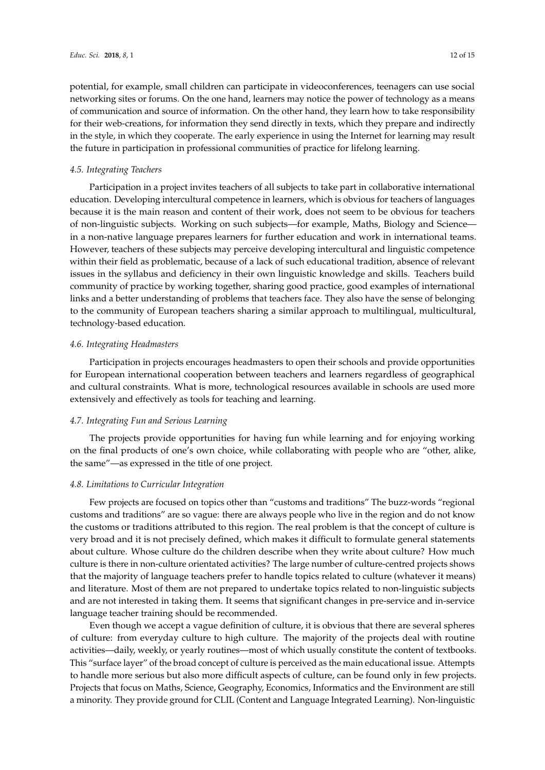potential, for example, small children can participate in videoconferences, teenagers can use social networking sites or forums. On the one hand, learners may notice the power of technology as a means of communication and source of information. On the other hand, they learn how to take responsibility for their web-creations, for information they send directly in texts, which they prepare and indirectly in the style, in which they cooperate. The early experience in using the Internet for learning may result the future in participation in professional communities of practice for lifelong learning.

### *4.5. Integrating Teachers*

Participation in a project invites teachers of all subjects to take part in collaborative international education. Developing intercultural competence in learners, which is obvious for teachers of languages because it is the main reason and content of their work, does not seem to be obvious for teachers of non-linguistic subjects. Working on such subjects—for example, Maths, Biology and Science—in a non-native language prepares learners for further education and work in international teams. However, teachers of these subjects may perceive developing intercultural and linguistic competence within their field as problematic, because of a lack of such educational tradition, absence of relevant issues in the syllabus and deficiency in their own linguistic knowledge and skills. Teachers build community of practice by working together, sharing good practice, good examples of international links and a better understanding of problems that teachers face. They also have the sense of belonging to the community of European teachers sharing a similar approach to multilingual, multicultural, technology-based education.

### *4.6. Integrating Headmasters*

Participation in projects encourages headmasters to open their schools and provide opportunities for European international cooperation between teachers and learners regardless of geographical and cultural constraints. What is more, technological resources available in schools are used more extensively and effectively as tools for teaching and learning.

### *4.7. Integrating Fun and Serious Learning*

The projects provide opportunities for having fun while learning and for enjoying working on the final products of one's own choice, while collaborating with people who are "other, alike, the same"—as expressed in the title of one project.

### *4.8. Limitations to Curricular Integration*

Few projects are focused on topics other than "customs and traditions" The buzz-words "regional customs and traditions" are so vague: there are always people who live in the region and do not know the customs or traditions attributed to this region. The real problem is that the concept of culture is very broad and it is not precisely defined, which makes it difficult to formulate general statements about culture. Whose culture do the children describe when they write about culture? How much culture is there in non-culture orientated activities? The large number of culture-centred projects shows that the majority of language teachers prefer to handle topics related to culture (whatever it means) and literature. Most of them are not prepared to undertake topics related to non-linguistic subjects and are not interested in taking them. It seems that significant changes in pre-service and in-service language teacher training should be recommended.

Even though we accept a vague definition of culture, it is obvious that there are several spheres of culture: from everyday culture to high culture. The majority of the projects deal with routine activities—daily, weekly, or yearly routines—most of which usually constitute the content of textbooks. This "surface layer" of the broad concept of culture is perceived as the main educational issue. Attempts to handle more serious but also more difficult aspects of culture, can be found only in few projects. Projects that focus on Maths, Science, Geography, Economics, Informatics and the Environment are still a minority. They provide ground for CLIL (Content and Language Integrated Learning). Non-linguistic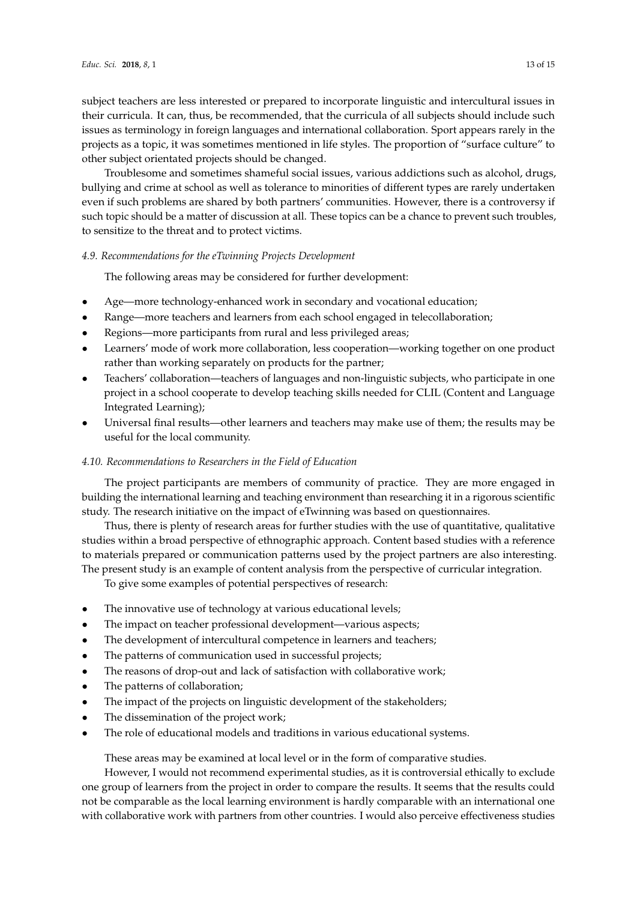subject teachers are less interested or prepared to incorporate linguistic and intercultural issues in their curricula. It can, thus, be recommended, that the curricula of all subjects should include such issues as terminology in foreign languages and international collaboration. Sport appears rarely in the projects as a topic, it was sometimes mentioned in life styles. The proportion of "surface culture" to other subject orientated projects should be changed.

Troublesome and sometimes shameful social issues, various addictions such as alcohol, drugs, bullying and crime at school as well as tolerance to minorities of different types are rarely undertaken even if such problems are shared by both partners' communities. However, there is a controversy if such topic should be a matter of discussion at all. These topics can be a chance to prevent such troubles, to sensitize to the threat and to protect victims.

### *4.9. Recommendations for the eTwinning Projects Development*

The following areas may be considered for further development:

- Age—more technology-enhanced work in secondary and vocational education;
- Range—more teachers and learners from each school engaged in telecollaboration;
- Regions—more participants from rural and less privileged areas;
- Learners' mode of work more collaboration, less cooperation—working together on one product rather than working separately on products for the partner;
- Teachers' collaboration—teachers of languages and non-linguistic subjects, who participate in one project in a school cooperate to develop teaching skills needed for CLIL (Content and Language Integrated Learning);
- Universal final results—other learners and teachers may make use of them; the results may be useful for the local community.

### *4.10. Recommendations to Researchers in the Field of Education*

The project participants are members of community of practice. They are more engaged in building the international learning and teaching environment than researching it in a rigorous scientific study. The research initiative on the impact of eTwinning was based on questionnaires.

Thus, there is plenty of research areas for further studies with the use of quantitative, qualitative studies within a broad perspective of ethnographic approach. Content based studies with a reference to materials prepared or communication patterns used by the project partners are also interesting. The present study is an example of content analysis from the perspective of curricular integration.

To give some examples of potential perspectives of research:

- The innovative use of technology at various educational levels;
- The impact on teacher professional development—various aspects;
- The development of intercultural competence in learners and teachers;
- The patterns of communication used in successful projects;
- The reasons of drop-out and lack of satisfaction with collaborative work;
- The patterns of collaboration;
- The impact of the projects on linguistic development of the stakeholders;
- The dissemination of the project work;
- The role of educational models and traditions in various educational systems.

These areas may be examined at local level or in the form of comparative studies.

However, I would not recommend experimental studies, as it is controversial ethically to exclude one group of learners from the project in order to compare the results. It seems that the results could not be comparable as the local learning environment is hardly comparable with an international one with collaborative work with partners from other countries. I would also perceive effectiveness studies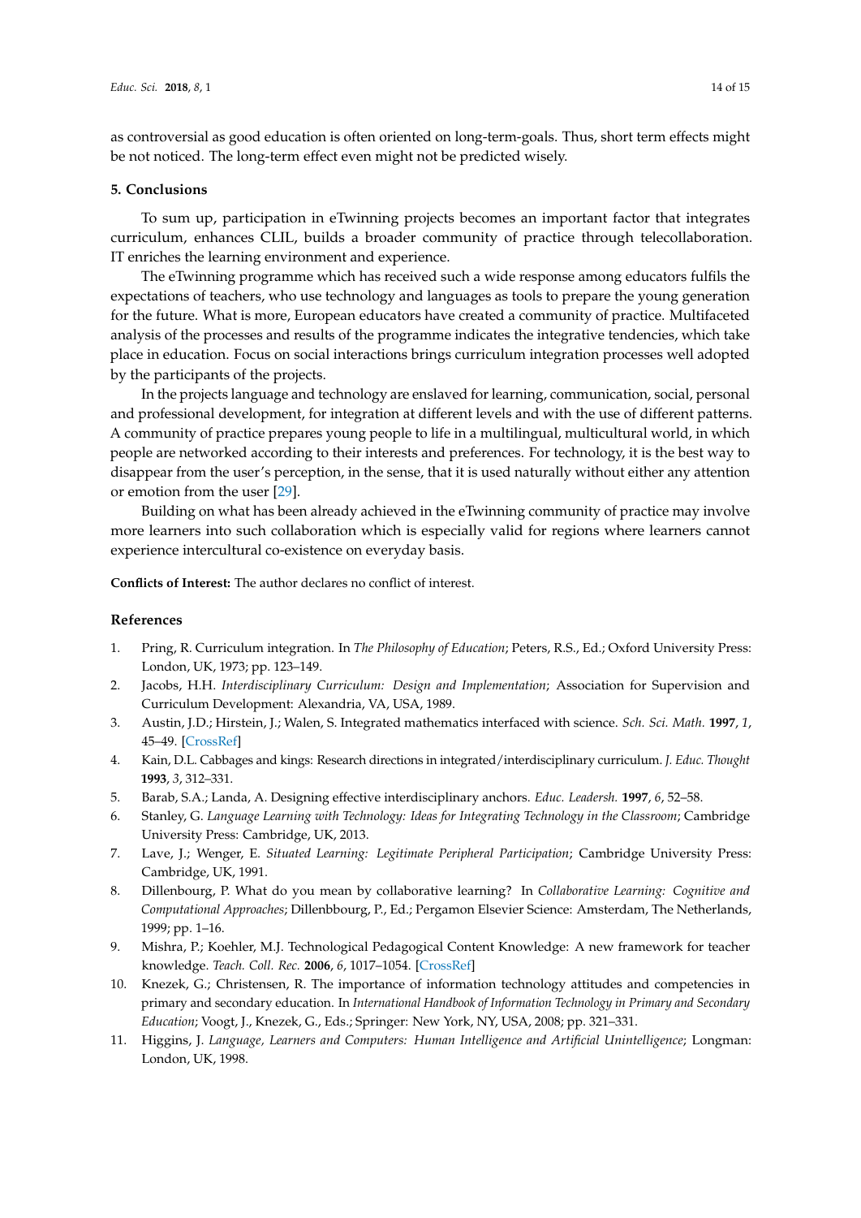as controversial as good education is often oriented on long-term-goals. Thus, short term effects might be not noticed. The long-term effect even might not be predicted wisely.

## 5. Conclusions

To sum up, participation in eTwinning projects becomes an important factor that integrates curriculum, enhances CLIL, builds a broader community of practice through telecollaboration. IT enriches the learning environment and experience.

The eTwinning programme which has received such a wide response among educators fulfils the expectations of teachers, who use technology and languages as tools to prepare the young generation for the future. What is more, European educators have created a community of practice. Multifaceted analysis of the processes and results of the programme indicates the integrative tendencies, which take place in education. Focus on social interactions brings curriculum integration processes well adopted by the participants of the projects.

In the projects language and technology are enslaved for learning, communication, social, personal and professional development, for integration at different levels and with the use of different patterns. A community of practice prepares young people to life in a multilingual, multicultural world, in which people are networked according to their interests and preferences. For technology, it is the best way to disappear from the user's perception, in the sense, that it is used naturally without either any attention or emotion from the user [29].

Building on what has been already achieved in the eTwinning community of practice may involve more learners into such collaboration which is especially valid for regions where learners cannot experience intercultural co-existence on everyday basis.

**Conflicts of Interest:** The author declares no conflict of interest.

## References

1. Pring, R. Curriculum integration. In *The Philosophy of Education*; Peters, R.S., Ed.; Oxford University Press: London, UK, 1973; pp. 123–149.
2. Jacobs, H.H. *Interdisciplinary Curriculum: Design and Implementation*; Association for Supervision and Curriculum Development: Alexandria, VA, USA, 1989.
3. Austin, J.D.; Hirstein, J.; Walen, S. Integrated mathematics interfaced with science. *Sch. Sci. Math.* **1997**, *1*, 45–49. [CrossRef]
4. Kain, D.L. Cabbages and kings: Research directions in integrated/interdisciplinary curriculum. *J. Educ. Thought* **1993**, *3*, 312–331.
5. Barab, S.A.; Landa, A. Designing effective interdisciplinary anchors. *Educ. Leadersh.* **1997**, *6*, 52–58.
6. Stanley, G. *Language Learning with Technology: Ideas for Integrating Technology in the Classroom*; Cambridge University Press: Cambridge, UK, 2013.
7. Lave, J.; Wenger, E. *Situated Learning: Legitimate Peripheral Participation*; Cambridge University Press: Cambridge, UK, 1991.
8. Dillenbourg, P. What do you mean by collaborative learning? In *Collaborative Learning: Cognitive and Computational Approaches*; Dillenbbourg, P., Ed.; Pergamon Elsevier Science: Amsterdam, The Netherlands, 1999; pp. 1–16.
9. Mishra, P.; Koehler, M.J. Technological Pedagogical Content Knowledge: A new framework for teacher knowledge. *Teach. Coll. Rec.* **2006**, *6*, 1017–1054. [CrossRef]
10. Knezek, G.; Christensen, R. The importance of information technology attitudes and competencies in primary and secondary education. In *International Handbook of Information Technology in Primary and Secondary Education*; Voogt, J., Knezek, G., Eds.; Springer: New York, NY, USA, 2008; pp. 321–331.
11. Higgins, J. *Language, Learners and Computers: Human Intelligence and Artificial Unintelligence*; Longman: London, UK, 1998.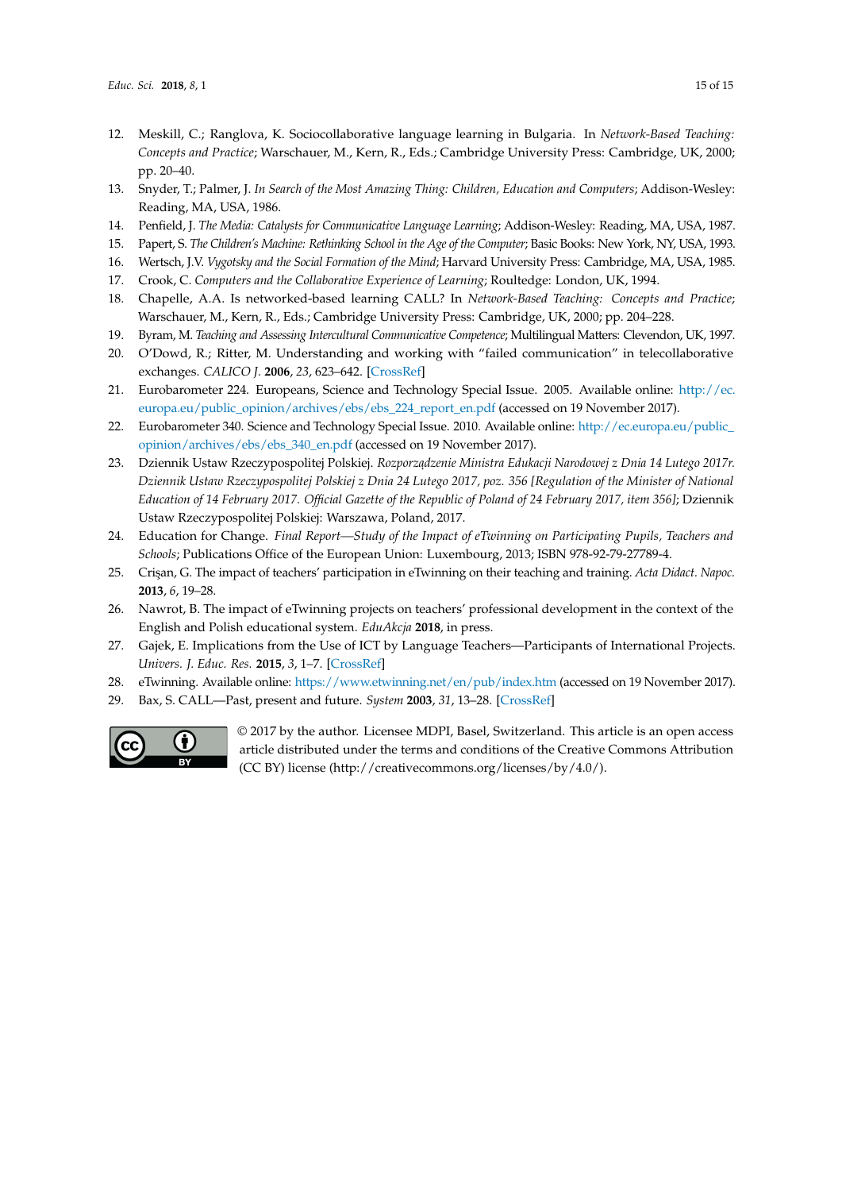12. Meskill, C.; Ranglova, K. Sociocollaborative language learning in Bulgaria. In *Network-Based Teaching: Concepts and Practice*; Warschauer, M., Kern, R., Eds.; Cambridge University Press: Cambridge, UK, 2000; pp. 20–40.
13. Snyder, T.; Palmer, J. *In Search of the Most Amazing Thing: Children, Education and Computers*; Addison-Wesley: Reading, MA, USA, 1986.
14. Penfield, J. *The Media: Catalysts for Communicative Language Learning*; Addison-Wesley: Reading, MA, USA, 1987.
15. Papert, S. *The Children's Machine: Rethinking School in the Age of the Computer*; Basic Books: New York, NY, USA, 1993.
16. Wertsch, J.V. *Vygotsky and the Social Formation of the Mind*; Harvard University Press: Cambridge, MA, USA, 1985.
17. Crook, C. *Computers and the Collaborative Experience of Learning*; Roultedge: London, UK, 1994.
18. Chapelle, A.A. Is networked-based learning CALL? In *Network-Based Teaching: Concepts and Practice*; Warschauer, M., Kern, R., Eds.; Cambridge University Press: Cambridge, UK, 2000; pp. 204–228.
19. Byram, M. *Teaching and Assessing Intercultural Communicative Competence*; Multilingual Matters: Clevendon, UK, 1997.
20. O'Dowd, R.; Ritter, M. Understanding and working with "failed communication" in telecollaborative exchanges. *CALICO J.* **2006**, *23*, 623–642. [CrossRef]
21. Eurobarometer 224. Europeans, Science and Technology Special Issue. 2005. Available online: http://ec.europa.eu/public_opinion/archives/ebs/ebs_224_report_en.pdf (accessed on 19 November 2017).
22. Eurobarometer 340. Science and Technology Special Issue. 2010. Available online: http://ec.europa.eu/public_opinion/archives/ebs/ebs_340_en.pdf (accessed on 19 November 2017).
23. Dziennik Ustaw Rzeczypospolitej Polskiej. *Rozporządzenie Ministra Edukacji Narodowej z Dnia 14 Lutego 2017r. Dziennik Ustaw Rzeczypospolitej Polskiej z Dnia 24 Lutego 2017, poz. 356 [Regulation of the Minister of National Education of 14 February 2017. Official Gazette of the Republic of Poland of 24 February 2017, item 356]*; Dziennik Ustaw Rzeczypospolitej Polskiej: Warszawa, Poland, 2017.
24. Education for Change. *Final Report—Study of the Impact of eTwinning on Participating Pupils, Teachers and Schools*; Publications Office of the European Union: Luxembourg, 2013; ISBN 978-92-79-27789-4.
25. Crişan, G. The impact of teachers' participation in eTwinning on their teaching and training. *Acta Didact. Napoc.* **2013**, *6*, 19–28.
26. Nawrot, B. The impact of eTwinning projects on teachers' professional development in the context of the English and Polish educational system. *EduAkcja* **2018**, in press.
27. Gajek, E. Implications from the Use of ICT by Language Teachers—Participants of International Projects. *Univers. J. Educ. Res.* **2015**, *3*, 1–7. [CrossRef]
28. eTwinning. Available online: https://www.etwinning.net/en/pub/index.htm (accessed on 19 November 2017).
29. Bax, S. CALL—Past, present and future. *System* **2003**, *31*, 13–28. [CrossRef]

© 2017 by the author. Licensee MDPI, Basel, Switzerland. This article is an open access article distributed under the terms and conditions of the Creative Commons Attribution (CC BY) license (http://creativecommons.org/licenses/by/4.0/).